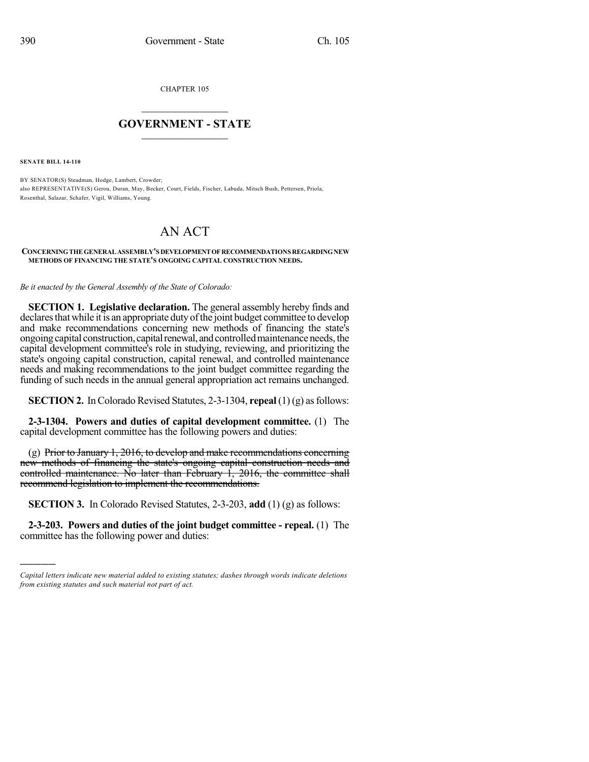CHAPTER 105

## GOVERNMENT - STATE

**SENATE BILL 14-110**

BY SENATOR(S) Steadman, Hodge, Lambert, Crowder;
also REPRESENTATIVE(S) Gerou, Duran, May, Becker, Court, Fields, Fischer, Labuda, Mitsch Bush, Pettersen, Priola, Rosenthal, Salazar, Schafer, Vigil, Williams, Young.

# AN ACT

**CONCERNING THE GENERAL ASSEMBLY'S DEVELOPMENT OF RECOMMENDATIONS REGARDING NEW METHODS OF FINANCING THE STATE'S ONGOING CAPITAL CONSTRUCTION NEEDS.**

*Be it enacted by the General Assembly of the State of Colorado:*

**SECTION 1. Legislative declaration.** The general assembly hereby finds and declares that while it is an appropriate duty of the joint budget committee to develop and make recommendations concerning new methods of financing the state's ongoing capital construction, capital renewal, and controlled maintenance needs, the capital development committee's role in studying, reviewing, and prioritizing the state's ongoing capital construction, capital renewal, and controlled maintenance needs and making recommendations to the joint budget committee regarding the funding of such needs in the annual general appropriation act remains unchanged.

**SECTION 2.** In Colorado Revised Statutes, 2-3-1304, **repeal** (1) (g) as follows:

**2-3-1304. Powers and duties of capital development committee.** (1) The capital development committee has the following powers and duties:

(g) ~~Prior to January 1, 2016, to develop and make recommendations concerning new methods of financing the state's ongoing capital construction needs and controlled maintenance. No later than February 1, 2016, the committee shall recommend legislation to implement the recommendations.~~

**SECTION 3.** In Colorado Revised Statutes, 2-3-203, **add** (1) (g) as follows:

**2-3-203. Powers and duties of the joint budget committee - repeal.** (1) The committee has the following power and duties:

---

*Capital letters indicate new material added to existing statutes; dashes through words indicate deletions from existing statutes and such material not part of act.*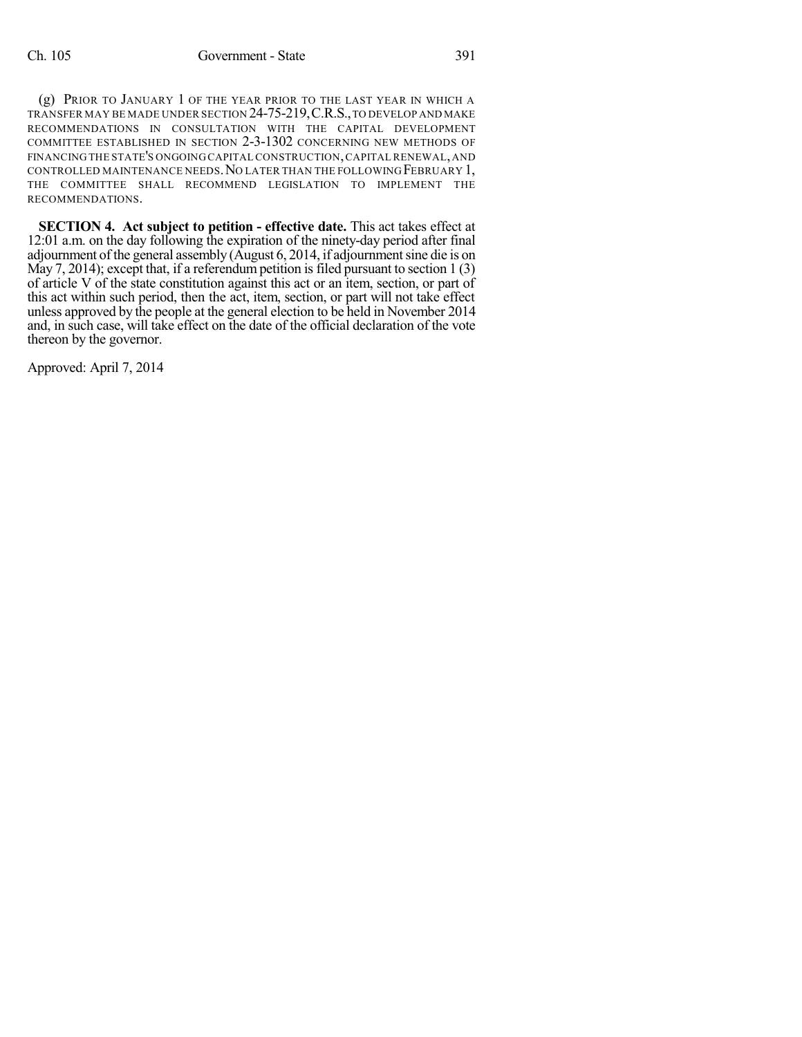(g) PRIOR TO JANUARY 1 OF THE YEAR PRIOR TO THE LAST YEAR IN WHICH A TRANSFER MAY BE MADE UNDER SECTION 24-75-219, C.R.S., TO DEVELOP AND MAKE RECOMMENDATIONS IN CONSULTATION WITH THE CAPITAL DEVELOPMENT COMMITTEE ESTABLISHED IN SECTION 2-3-1302 CONCERNING NEW METHODS OF FINANCING THE STATE'S ONGOING CAPITAL CONSTRUCTION, CAPITAL RENEWAL, AND CONTROLLED MAINTENANCE NEEDS. NO LATER THAN THE FOLLOWING FEBRUARY 1, THE COMMITTEE SHALL RECOMMEND LEGISLATION TO IMPLEMENT THE RECOMMENDATIONS.

**SECTION 4. Act subject to petition - effective date.** This act takes effect at 12:01 a.m. on the day following the expiration of the ninety-day period after final adjournment of the general assembly (August 6, 2014, if adjournment sine die is on May 7, 2014); except that, if a referendum petition is filed pursuant to section 1 (3) of article V of the state constitution against this act or an item, section, or part of this act within such period, then the act, item, section, or part will not take effect unless approved by the people at the general election to be held in November 2014 and, in such case, will take effect on the date of the official declaration of the vote thereon by the governor.

Approved: April 7, 2014